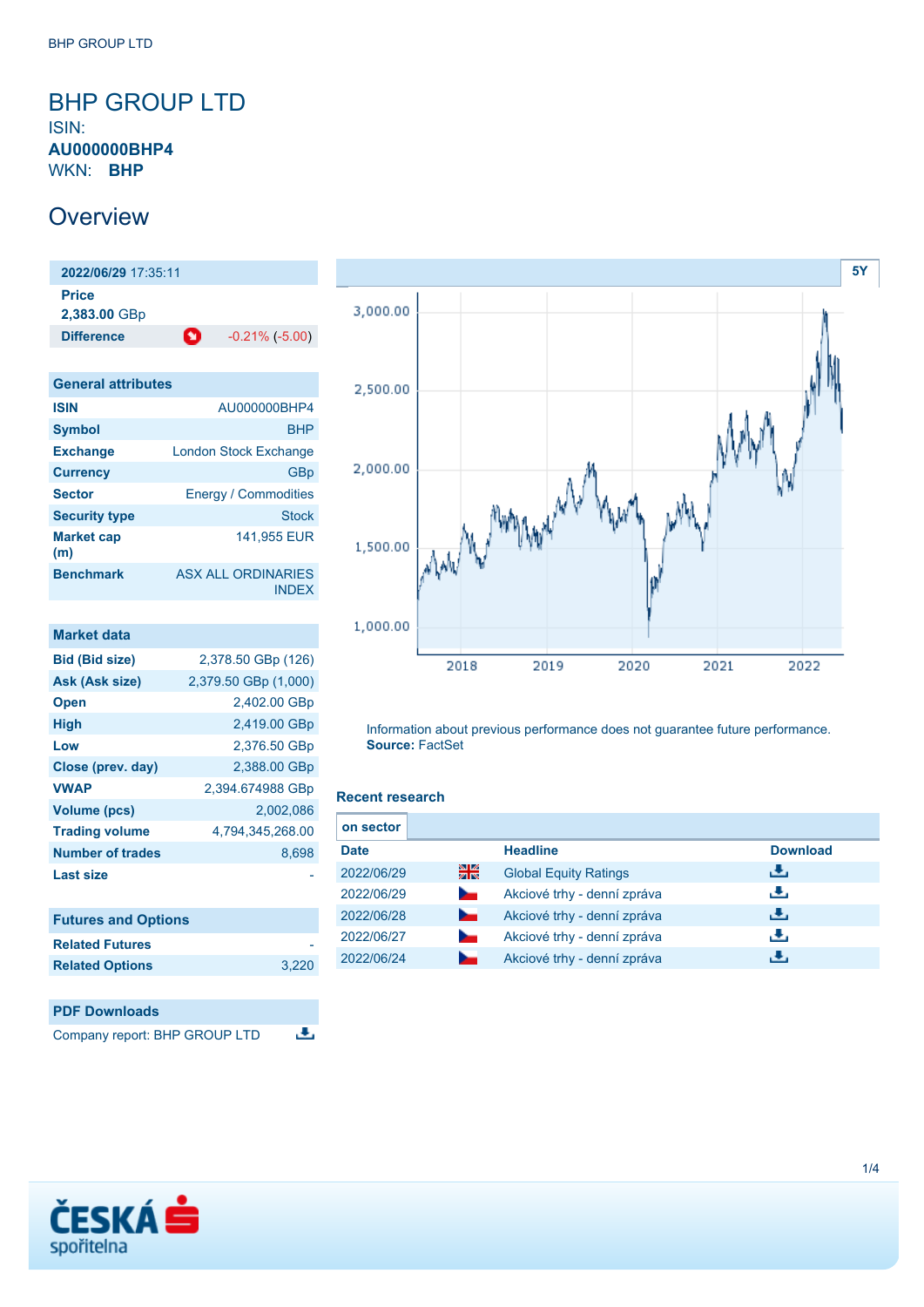# BHP GROUP LTD

ISIN: **AU000000BHP4**

WKN: **BHP**

## Overview

| **2022/06/29** 17:35:11 | |
|---|---|
| **Price** | |
| **2,383.00** GBp | |
| **Difference** | -0.21% (-5.00) |

| General attributes | |
|---|---|
| **ISIN** | AU000000BHP4 |
| **Symbol** | BHP |
| **Exchange** | London Stock Exchange |
| **Currency** | GBp |
| **Sector** | Energy / Commodities |
| **Security type** | Stock |
| **Market cap (m)** | 141,955 EUR |
| **Benchmark** | ASX ALL ORDINARIES INDEX |

| Market data | |
|---|---|
| **Bid (Bid size)** | 2,378.50 GBp (126) |
| **Ask (Ask size)** | 2,379.50 GBp (1,000) |
| **Open** | 2,402.00 GBp |
| **High** | 2,419.00 GBp |
| **Low** | 2,376.50 GBp |
| **Close (prev. day)** | 2,388.00 GBp |
| **VWAP** | 2,394.674988 GBp |
| **Volume (pcs)** | 2,002,086 |
| **Trading volume** | 4,794,345,268.00 |
| **Number of trades** | 8,698 |
| **Last size** | - |

| Futures and Options | |
|---|---|
| **Related Futures** | - |
| **Related Options** | 3,220 |

### PDF Downloads

Company report: BHP GROUP LTD

Information about previous performance does not guarantee future performance.
**Source:** FactSet

### Recent research

**on sector**

| Date | | Headline | Download |
|---|---|---|---|
| 2022/06/29 | | Global Equity Ratings | |
| 2022/06/29 | | Akciové trhy - denní zpráva | |
| 2022/06/28 | | Akciové trhy - denní zpráva | |
| 2022/06/27 | | Akciové trhy - denní zpráva | |
| 2022/06/24 | | Akciové trhy - denní zpráva | |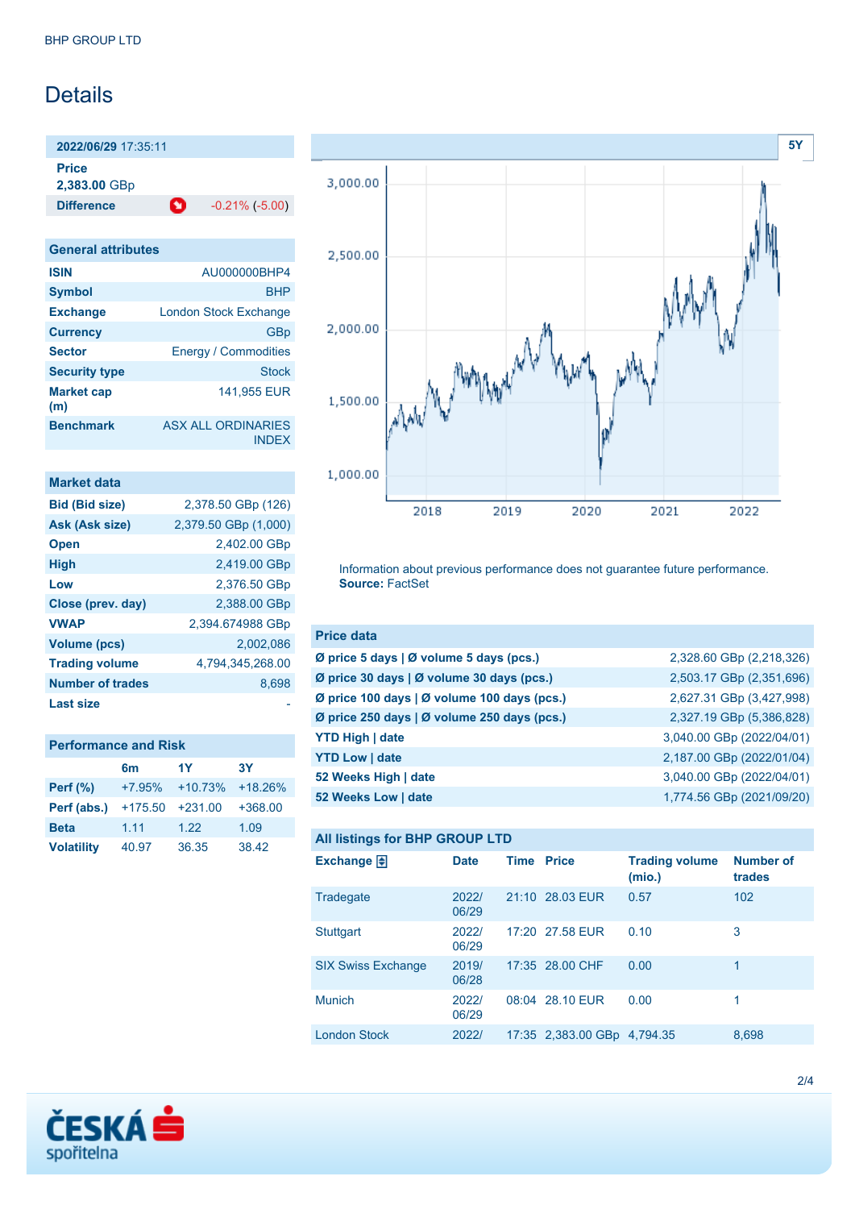# Details

| 2022/06/29 17:35:11 | |
|---|---|
| **Price** | |
| **2,383.00** GBp | |
| **Difference** | -0.21% (-5.00) |

| General attributes | |
|---|---|
| **ISIN** | AU000000BHP4 |
| **Symbol** | BHP |
| **Exchange** | London Stock Exchange |
| **Currency** | GBp |
| **Sector** | Energy / Commodities |
| **Security type** | Stock |
| **Market cap (m)** | 141,955 EUR |
| **Benchmark** | ASX ALL ORDINARIES INDEX |

| Market data | |
|---|---|
| **Bid (Bid size)** | 2,378.50 GBp (126) |
| **Ask (Ask size)** | 2,379.50 GBp (1,000) |
| **Open** | 2,402.00 GBp |
| **High** | 2,419.00 GBp |
| **Low** | 2,376.50 GBp |
| **Close (prev. day)** | 2,388.00 GBp |
| **VWAP** | 2,394.674988 GBp |
| **Volume (pcs)** | 2,002,086 |
| **Trading volume** | 4,794,345,268.00 |
| **Number of trades** | 8,698 |
| **Last size** | - |

| Performance and Risk | 6m | 1Y | 3Y |
|---|---|---|---|
| **Perf (%)** | +7.95% | +10.73% | +18.26% |
| **Perf (abs.)** | +175.50 | +231.00 | +368.00 |
| **Beta** | 1.11 | 1.22 | 1.09 |
| **Volatility** | 40.97 | 36.35 | 38.42 |

Information about previous performance does not guarantee future performance.
**Source:** FactSet

| Price data | |
|---|---|
| **Ø price 5 days \| Ø volume 5 days (pcs.)** | 2,328.60 GBp (2,218,326) |
| **Ø price 30 days \| Ø volume 30 days (pcs.)** | 2,503.17 GBp (2,351,696) |
| **Ø price 100 days \| Ø volume 100 days (pcs.)** | 2,627.31 GBp (3,427,998) |
| **Ø price 250 days \| Ø volume 250 days (pcs.)** | 2,327.19 GBp (5,386,828) |
| **YTD High \| date** | 3,040.00 GBp (2022/04/01) |
| **YTD Low \| date** | 2,187.00 GBp (2022/01/04) |
| **52 Weeks High \| date** | 3,040.00 GBp (2022/04/01) |
| **52 Weeks Low \| date** | 1,774.56 GBp (2021/09/20) |

All listings for BHP GROUP LTD

| Exchange | Date | Time | Price | Trading volume (mio.) | Number of trades |
|---|---|---|---|---|---|
| Tradegate | 2022/06/29 | 21:10 | 28.03 EUR | 0.57 | 102 |
| Stuttgart | 2022/06/29 | 17:20 | 27.58 EUR | 0.10 | 3 |
| SIX Swiss Exchange | 2019/06/28 | 17:35 | 28.00 CHF | 0.00 | 1 |
| Munich | 2022/06/29 | 08:04 | 28.10 EUR | 0.00 | 1 |
| London Stock | 2022/ | 17:35 | 2,383.00 GBp | 4,794.35 | 8,698 |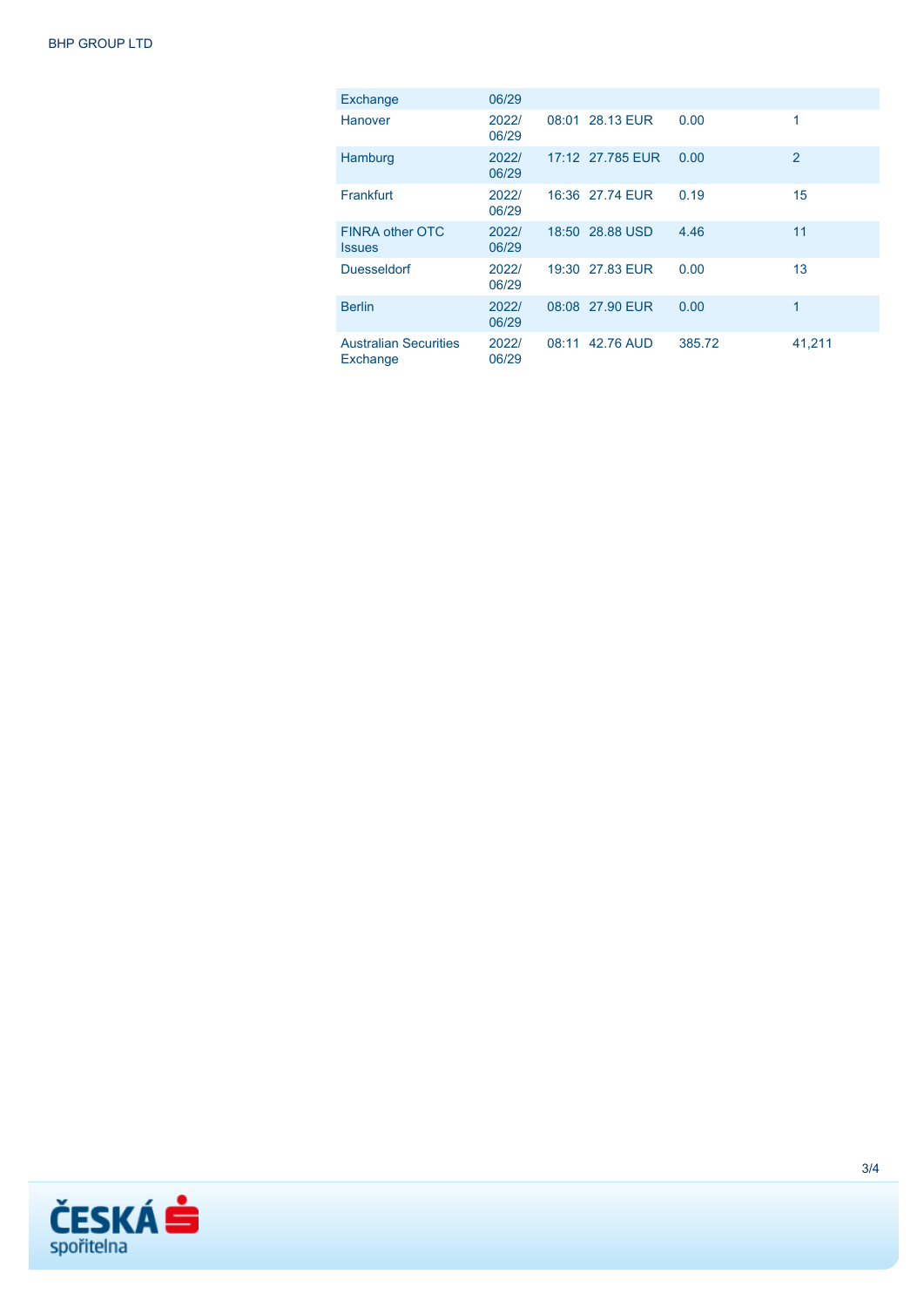| | | | | | |
|---|---|---|---|---|---|
| Exchange | 06/29 | | | | |
| Hanover | 2022/ 06/29 | 08:01 | 28.13 EUR | 0.00 | 1 |
| Hamburg | 2022/ 06/29 | 17:12 | 27.785 EUR | 0.00 | 2 |
| Frankfurt | 2022/ 06/29 | 16:36 | 27.74 EUR | 0.19 | 15 |
| FINRA other OTC Issues | 2022/ 06/29 | 18:50 | 28.88 USD | 4.46 | 11 |
| Duesseldorf | 2022/ 06/29 | 19:30 | 27.83 EUR | 0.00 | 13 |
| Berlin | 2022/ 06/29 | 08:08 | 27.90 EUR | 0.00 | 1 |
| Australian Securities Exchange | 2022/ 06/29 | 08:11 | 42.76 AUD | 385.72 | 41,211 |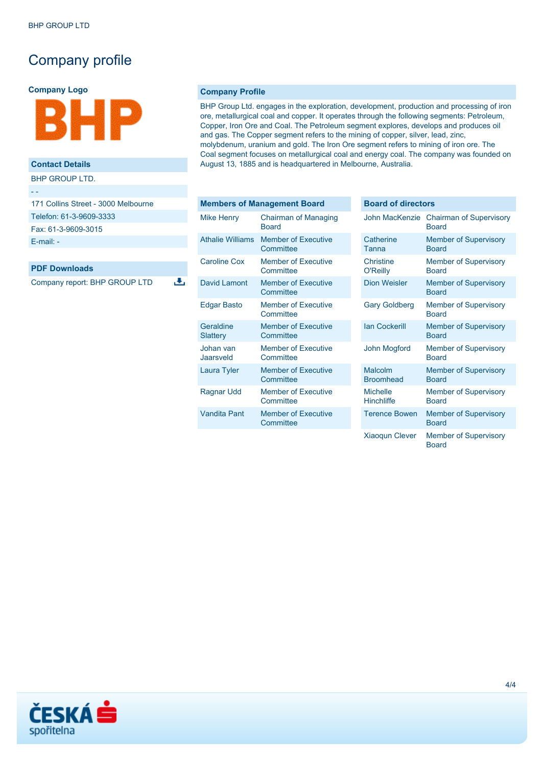# Company profile

**Company Logo**

## Company Profile

BHP Group Ltd. engages in the exploration, development, production and processing of iron ore, metallurgical coal and copper. It operates through the following segments: Petroleum, Copper, Iron Ore and Coal. The Petroleum segment explores, develops and produces oil and gas. The Copper segment refers to the mining of copper, silver, lead, zinc, molybdenum, uranium and gold. The Iron Ore segment refers to mining of iron ore. The Coal segment focuses on metallurgical coal and energy coal. The company was founded on August 13, 1885 and is headquartered in Melbourne, Australia.

## Contact Details

BHP GROUP LTD.

- -

171 Collins Street - 3000 Melbourne

Telefon: 61-3-9609-3333

Fax: 61-3-9609-3015

E-mail: -

## PDF Downloads

Company report: BHP GROUP LTD

## Members of Management Board

| | |
|---|---|
| Mike Henry | Chairman of Managing Board |
| Athalie Williams | Member of Executive Committee |
| Caroline Cox | Member of Executive Committee |
| David Lamont | Member of Executive Committee |
| Edgar Basto | Member of Executive Committee |
| Geraldine Slattery | Member of Executive Committee |
| Johan van Jaarsveld | Member of Executive Committee |
| Laura Tyler | Member of Executive Committee |
| Ragnar Udd | Member of Executive Committee |
| Vandita Pant | Member of Executive Committee |

## Board of directors

| | |
|---|---|
| John MacKenzie | Chairman of Supervisory Board |
| Catherine Tanna | Member of Supervisory Board |
| Christine O'Reilly | Member of Supervisory Board |
| Dion Weisler | Member of Supervisory Board |
| Gary Goldberg | Member of Supervisory Board |
| Ian Cockerill | Member of Supervisory Board |
| John Mogford | Member of Supervisory Board |
| Malcolm Broomhead | Member of Supervisory Board |
| Michelle Hinchliffe | Member of Supervisory Board |
| Terence Bowen | Member of Supervisory Board |
| Xiaoqun Clever | Member of Supervisory Board |